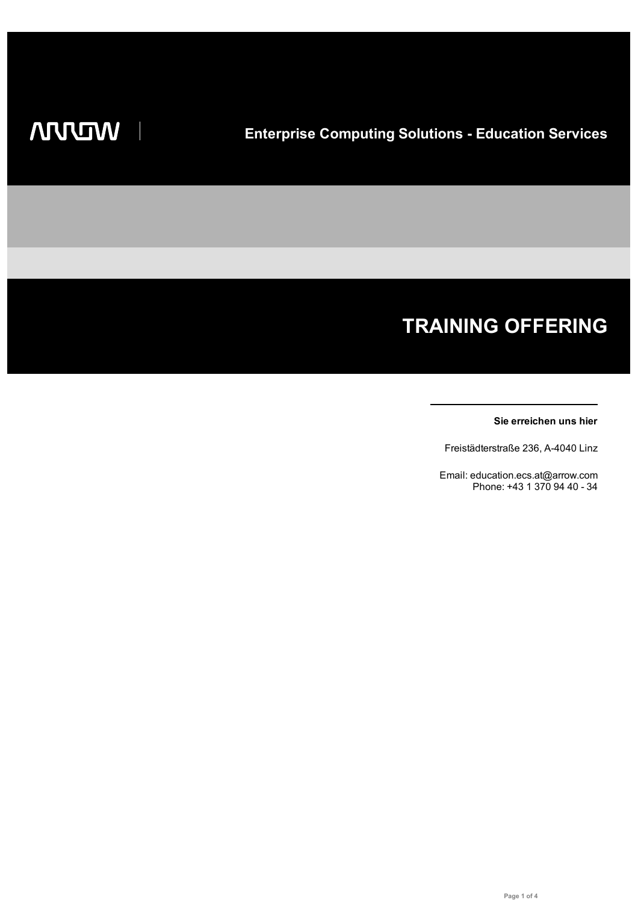ARROW

**Enterprise Computing Solutions - Education Services**

# TRAINING OFFERING

**Sie erreichen uns hier**

Freistädterstraße 236, A-4040 Linz

Email: education.ecs.at@arrow.com
Phone: +43 1 370 94 40 - 34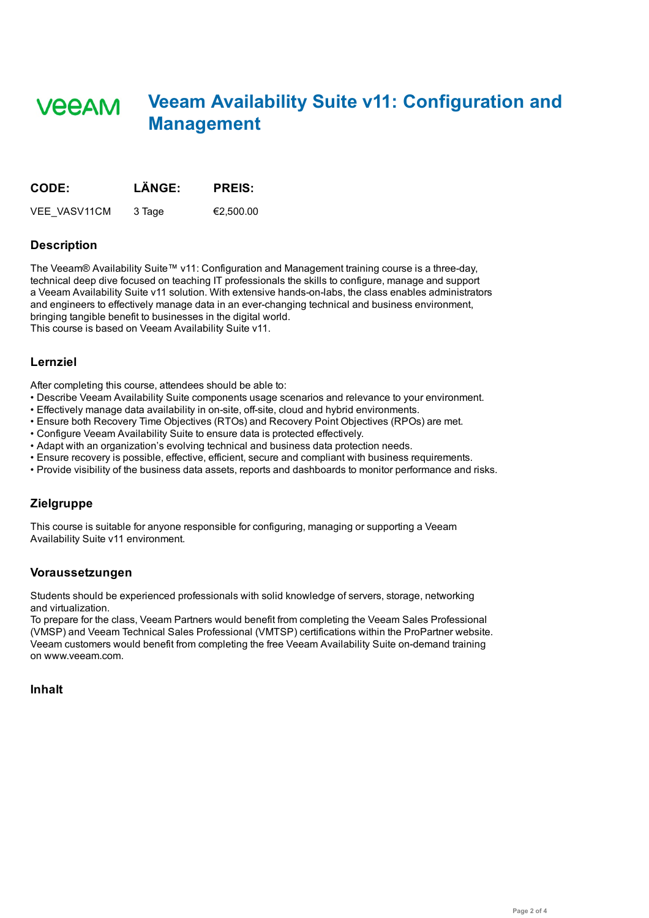# Veeam Availability Suite v11: Configuration and Management

| CODE: | LÄNGE: | PREIS: |
|---|---|---|
| VEE_VASV11CM | 3 Tage | €2,500.00 |

## Description

The Veeam® Availability Suite™ v11: Configuration and Management training course is a three-day, technical deep dive focused on teaching IT professionals the skills to configure, manage and support a Veeam Availability Suite v11 solution. With extensive hands-on-labs, the class enables administrators and engineers to effectively manage data in an ever-changing technical and business environment, bringing tangible benefit to businesses in the digital world.
This course is based on Veeam Availability Suite v11.

## Lernziel

After completing this course, attendees should be able to:

- Describe Veeam Availability Suite components usage scenarios and relevance to your environment.
- Effectively manage data availability in on-site, off-site, cloud and hybrid environments.
- Ensure both Recovery Time Objectives (RTOs) and Recovery Point Objectives (RPOs) are met.
- Configure Veeam Availability Suite to ensure data is protected effectively.
- Adapt with an organization's evolving technical and business data protection needs.
- Ensure recovery is possible, effective, efficient, secure and compliant with business requirements.
- Provide visibility of the business data assets, reports and dashboards to monitor performance and risks.

## Zielgruppe

This course is suitable for anyone responsible for configuring, managing or supporting a Veeam Availability Suite v11 environment.

## Voraussetzungen

Students should be experienced professionals with solid knowledge of servers, storage, networking and virtualization.
To prepare for the class, Veeam Partners would benefit from completing the Veeam Sales Professional (VMSP) and Veeam Technical Sales Professional (VMTSP) certifications within the ProPartner website. Veeam customers would benefit from completing the free Veeam Availability Suite on-demand training on www.veeam.com.

## Inhalt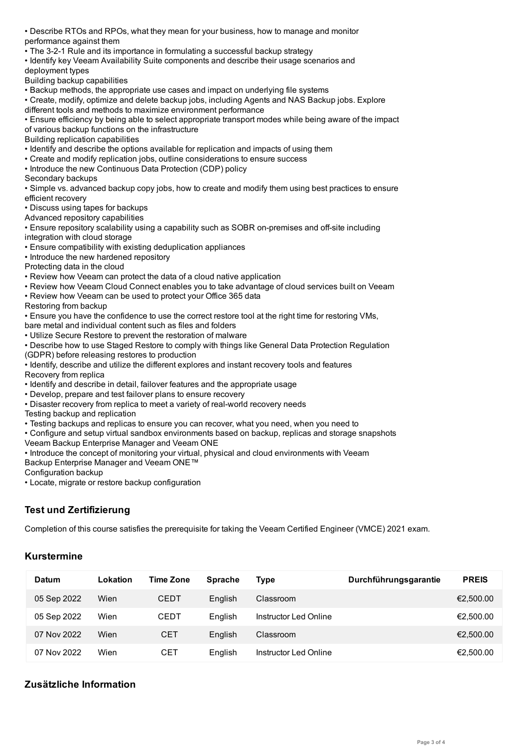- Describe RTOs and RPOs, what they mean for your business, how to manage and monitor performance against them
- The 3-2-1 Rule and its importance in formulating a successful backup strategy
- Identify key Veeam Availability Suite components and describe their usage scenarios and deployment types

Building backup capabilities

- Backup methods, the appropriate use cases and impact on underlying file systems
- Create, modify, optimize and delete backup jobs, including Agents and NAS Backup jobs. Explore different tools and methods to maximize environment performance
- Ensure efficiency by being able to select appropriate transport modes while being aware of the impact of various backup functions on the infrastructure

Building replication capabilities

- Identify and describe the options available for replication and impacts of using them
- Create and modify replication jobs, outline considerations to ensure success
- Introduce the new Continuous Data Protection (CDP) policy

Secondary backups

- Simple vs. advanced backup copy jobs, how to create and modify them using best practices to ensure efficient recovery
- Discuss using tapes for backups

Advanced repository capabilities

- Ensure repository scalability using a capability such as SOBR on-premises and off-site including integration with cloud storage
- Ensure compatibility with existing deduplication appliances
- Introduce the new hardened repository

Protecting data in the cloud

- Review how Veeam can protect the data of a cloud native application
- Review how Veeam Cloud Connect enables you to take advantage of cloud services built on Veeam
- Review how Veeam can be used to protect your Office 365 data

Restoring from backup

- Ensure you have the confidence to use the correct restore tool at the right time for restoring VMs, bare metal and individual content such as files and folders
- Utilize Secure Restore to prevent the restoration of malware
- Describe how to use Staged Restore to comply with things like General Data Protection Regulation (GDPR) before releasing restores to production
- Identify, describe and utilize the different explores and instant recovery tools and features

Recovery from replica

- Identify and describe in detail, failover features and the appropriate usage
- Develop, prepare and test failover plans to ensure recovery
- Disaster recovery from replica to meet a variety of real-world recovery needs

Testing backup and replication

- Testing backups and replicas to ensure you can recover, what you need, when you need to
- Configure and setup virtual sandbox environments based on backup, replicas and storage snapshots

Veeam Backup Enterprise Manager and Veeam ONE

- Introduce the concept of monitoring your virtual, physical and cloud environments with Veeam Backup Enterprise Manager and Veeam ONE™

Configuration backup

- Locate, migrate or restore backup configuration

## Test und Zertifizierung

Completion of this course satisfies the prerequisite for taking the Veeam Certified Engineer (VMCE) 2021 exam.

## Kurstermine

| Datum | Lokation | Time Zone | Sprache | Type | Durchführungsgarantie | PREIS |
|---|---|---|---|---|---|---|
| 05 Sep 2022 | Wien | CEDT | English | Classroom | | €2,500.00 |
| 05 Sep 2022 | Wien | CEDT | English | Instructor Led Online | | €2,500.00 |
| 07 Nov 2022 | Wien | CET | English | Classroom | | €2,500.00 |
| 07 Nov 2022 | Wien | CET | English | Instructor Led Online | | €2,500.00 |

## Zusätzliche Information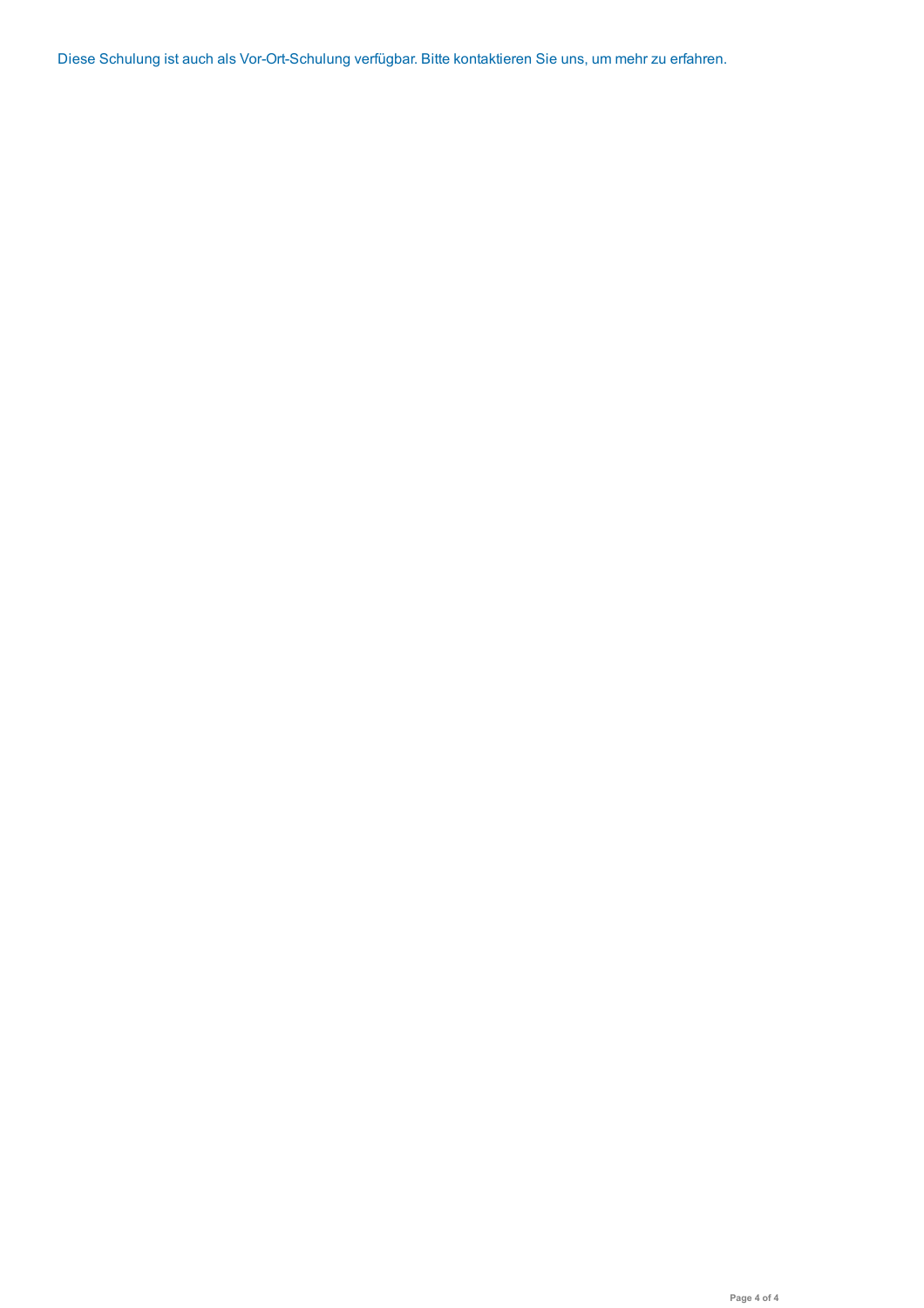Diese Schulung ist auch als Vor-Ort-Schulung verfügbar. Bitte kontaktieren Sie uns, um mehr zu erfahren.